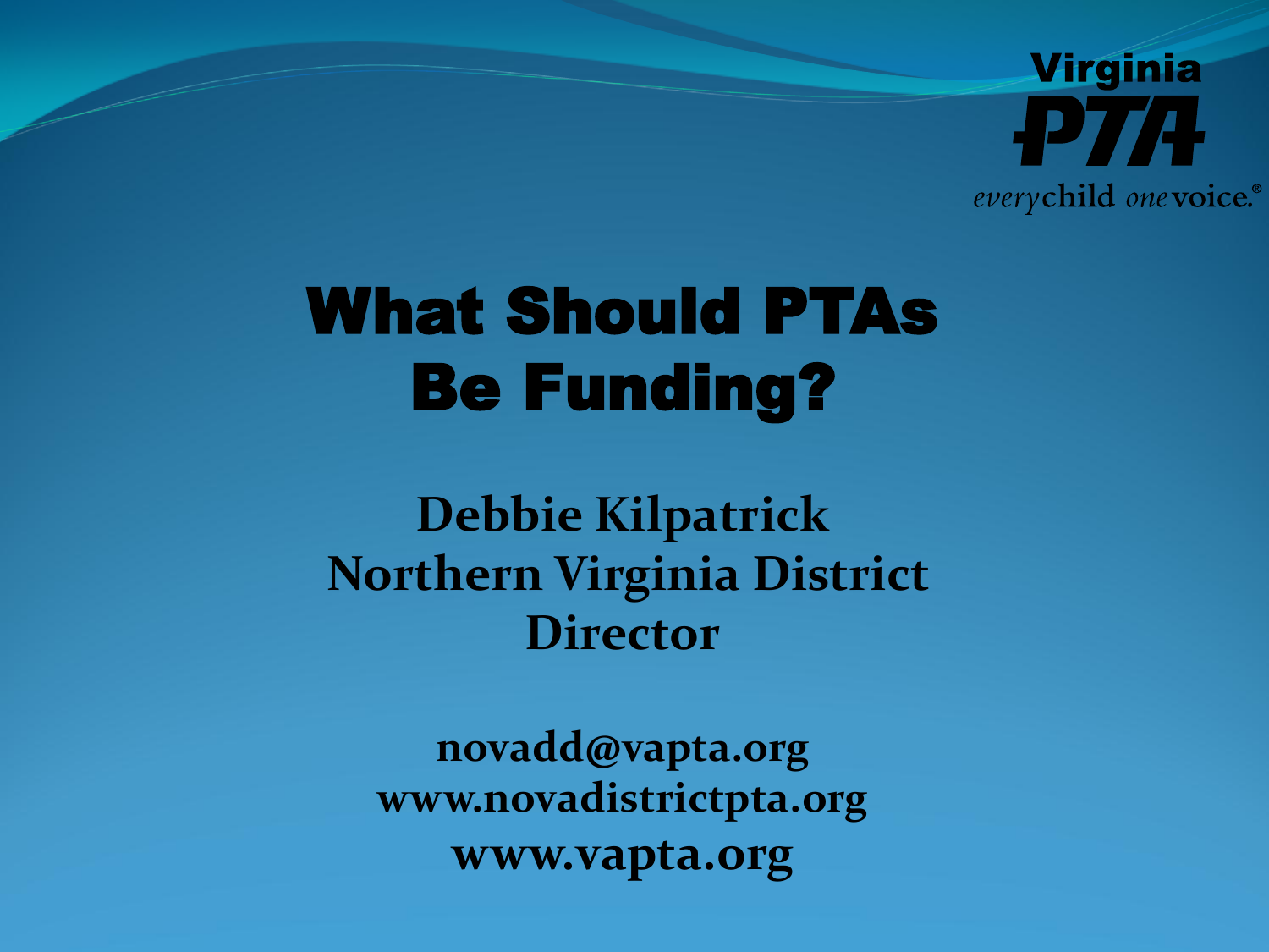Virginia PTA

*every* child *one* voice.®

# What Should PTAs Be Funding?

**Debbie Kilpatrick**
**Northern Virginia District Director**

**novadd@vapta.org**
**www.novadistrictpta.org**
**www.vapta.org**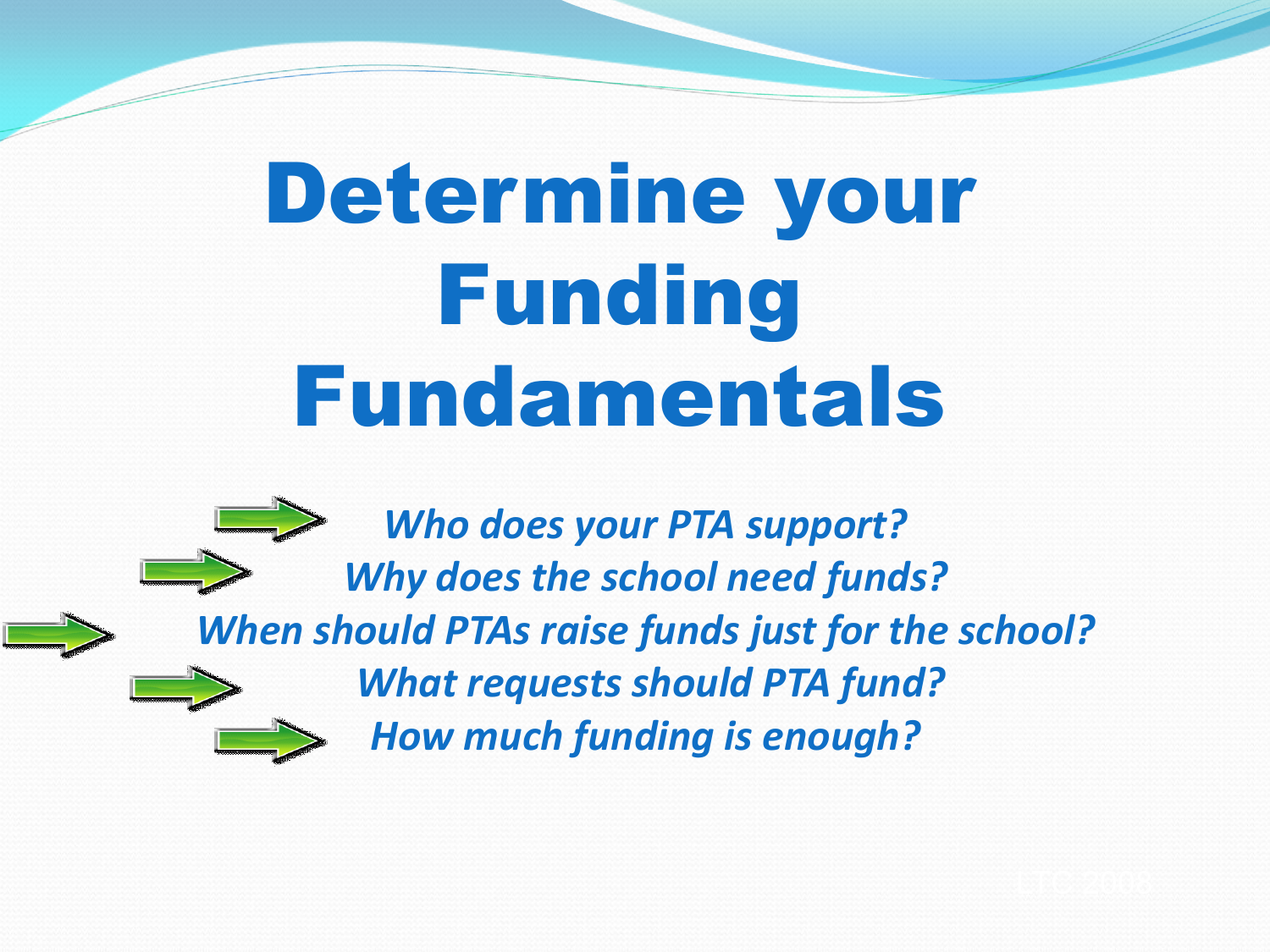# Determine your Funding Fundamentals

- *Who does your PTA support?*
- *Why does the school need funds?*
- *When should PTAs raise funds just for the school?*
- *What requests should PTA fund?*
- *How much funding is enough?*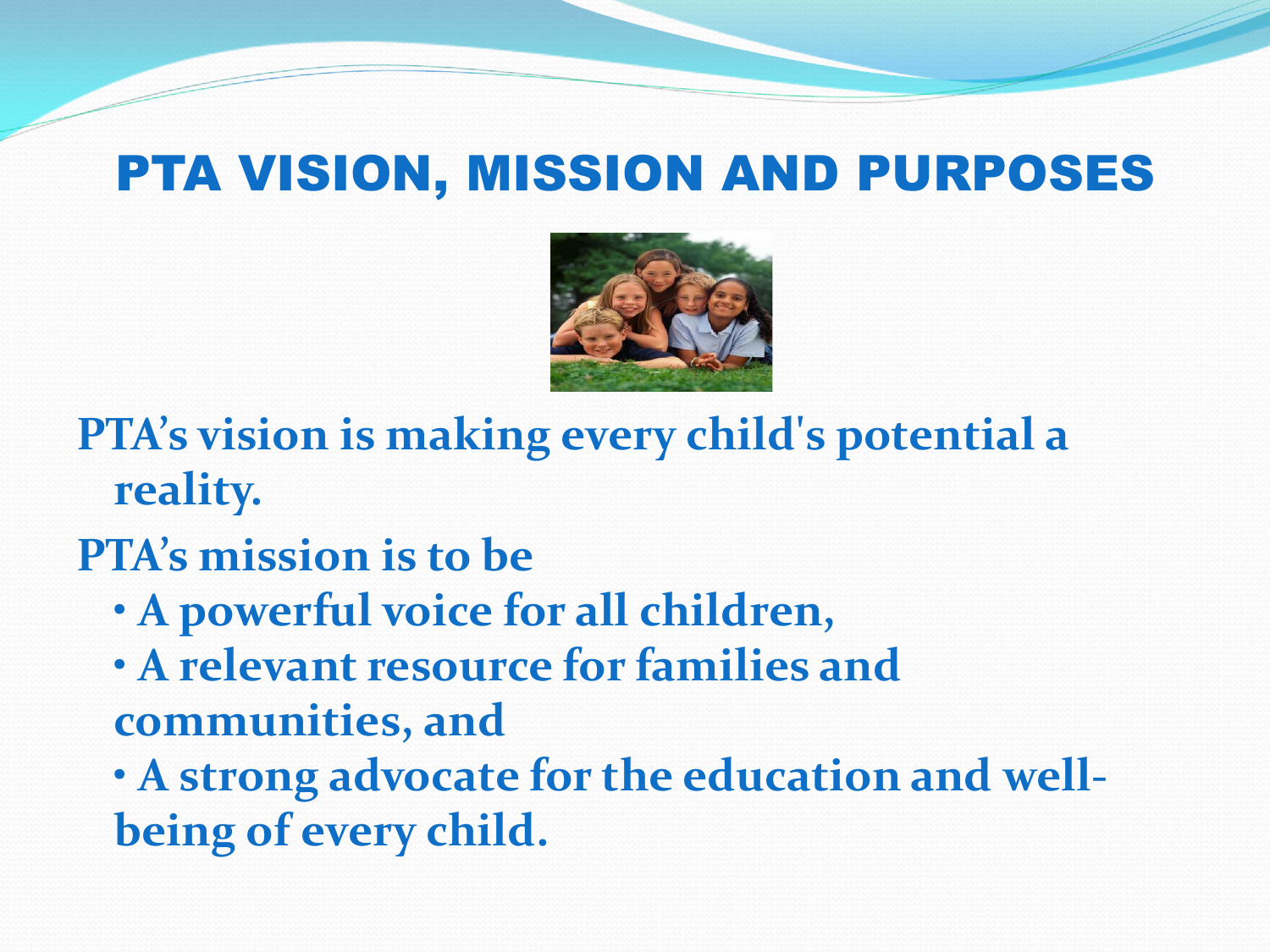# PTA VISION, MISSION AND PURPOSES

**PTA's vision is making every child's potential a reality.**

**PTA's mission is to be**

- **A powerful voice for all children,**
- **A relevant resource for families and communities, and**
- **A strong advocate for the education and well-being of every child.**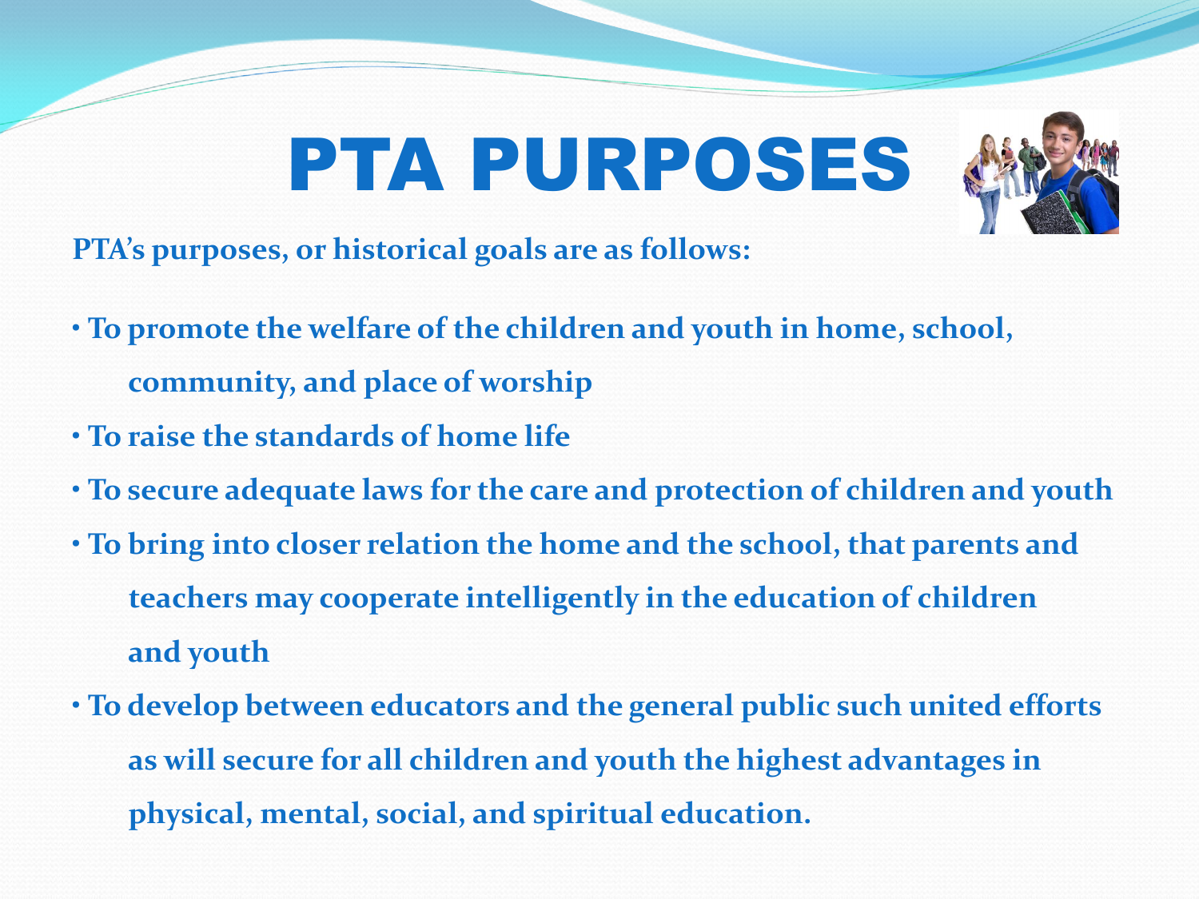# PTA PURPOSES

**PTA's purposes, or historical goals are as follows:**

- **To promote the welfare of the children and youth in home, school, community, and place of worship**
- **To raise the standards of home life**
- **To secure adequate laws for the care and protection of children and youth**
- **To bring into closer relation the home and the school, that parents and teachers may cooperate intelligently in the education of children and youth**
- **To develop between educators and the general public such united efforts as will secure for all children and youth the highest advantages in physical, mental, social, and spiritual education.**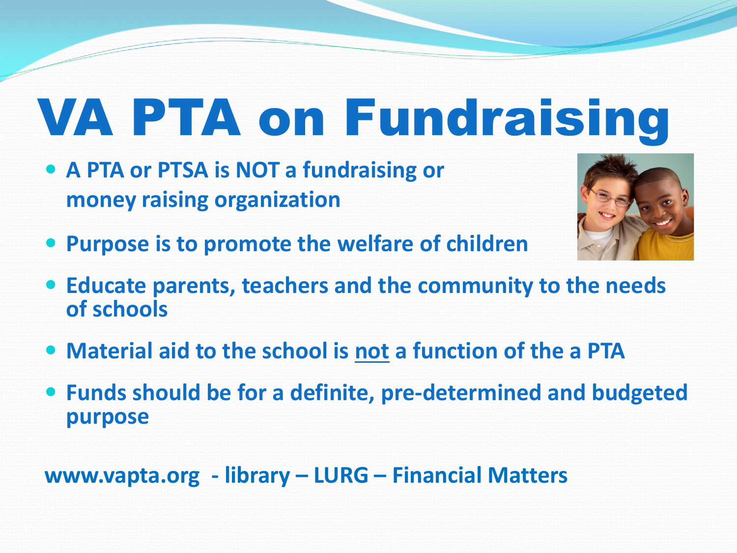# VA PTA on Fundraising

- **A PTA or PTSA is NOT a fundraising or money raising organization**
- **Purpose is to promote the welfare of children**
- **Educate parents, teachers and the community to the needs of schools**
- **Material aid to the school is <u>not</u> a function of the a PTA**
- **Funds should be for a definite, pre-determined and budgeted purpose**

**www.vapta.org - library – LURG – Financial Matters**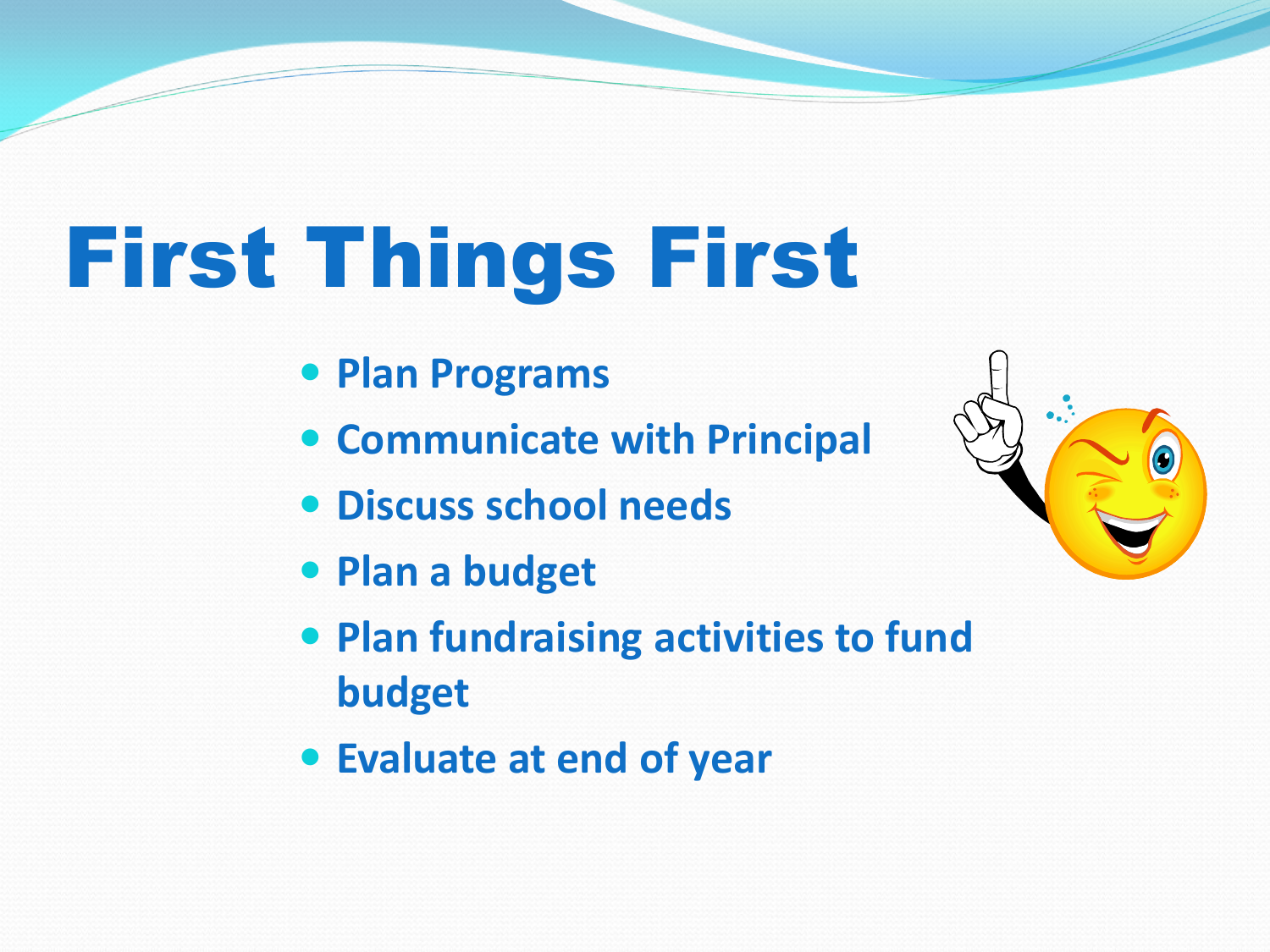# First Things First

- Plan Programs
- Communicate with Principal
- Discuss school needs
- Plan a budget
- Plan fundraising activities to fund budget
- Evaluate at end of year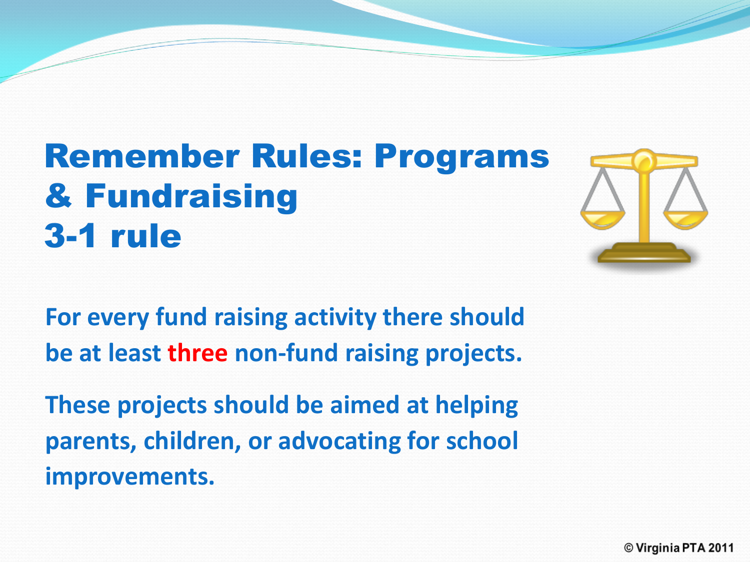# Remember Rules: Programs & Fundraising 3-1 rule

**For every fund raising activity there should be at least three non-fund raising projects.**

**These projects should be aimed at helping parents, children, or advocating for school improvements.**

© Virginia PTA 2011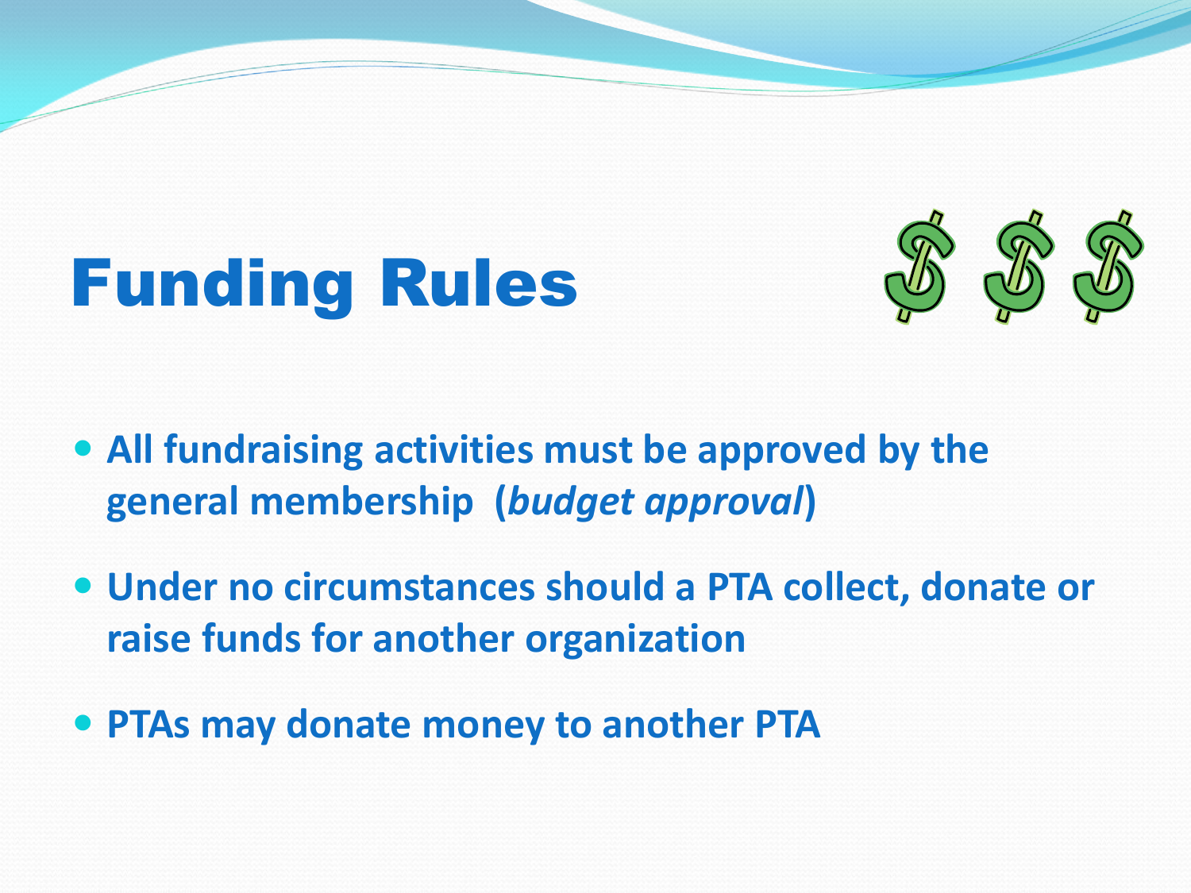# Funding Rules

- **All fundraising activities must be approved by the general membership (*budget approval*)**
- **Under no circumstances should a PTA collect, donate or raise funds for another organization**
- **PTAs may donate money to another PTA**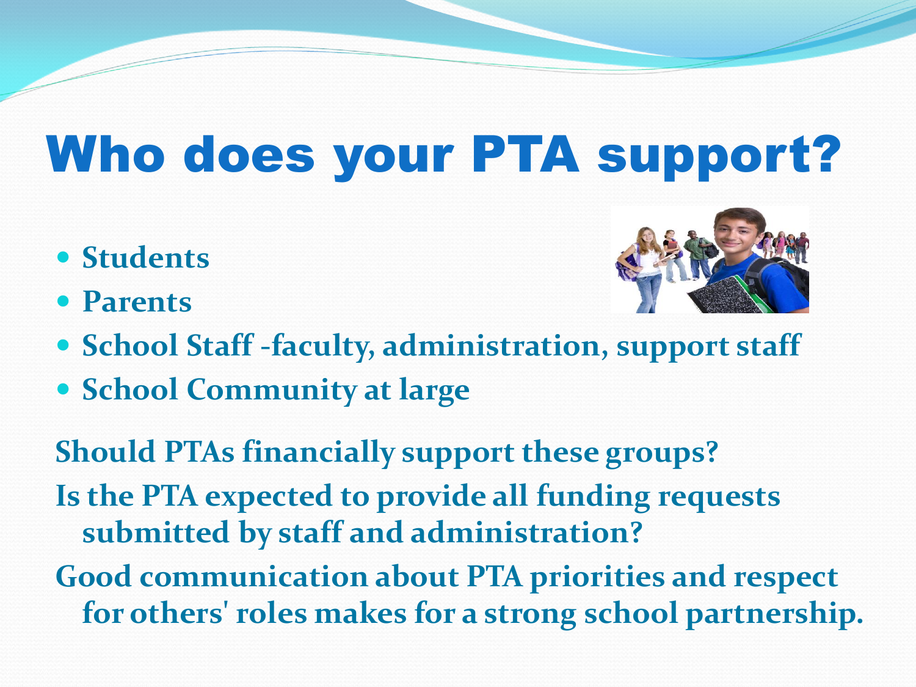# Who does your PTA support?

- Students
- Parents
- School Staff -faculty, administration, support staff
- School Community at large

**Should PTAs financially support these groups?**

**Is the PTA expected to provide all funding requests submitted by staff and administration?**

**Good communication about PTA priorities and respect for others' roles makes for a strong school partnership.**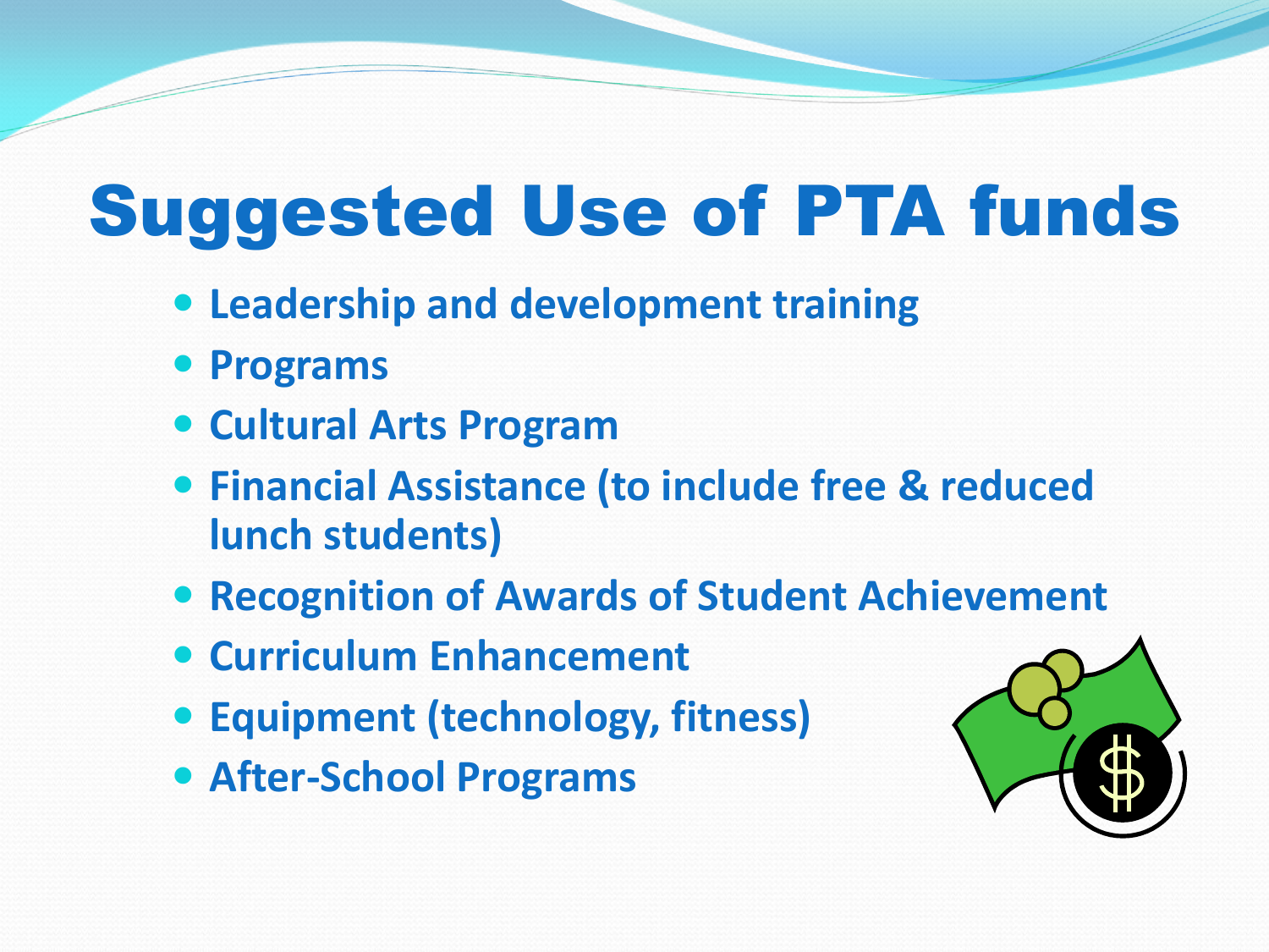# Suggested Use of PTA funds

- Leadership and development training
- Programs
- Cultural Arts Program
- Financial Assistance (to include free & reduced lunch students)
- Recognition of Awards of Student Achievement
- Curriculum Enhancement
- Equipment (technology, fitness)
- After-School Programs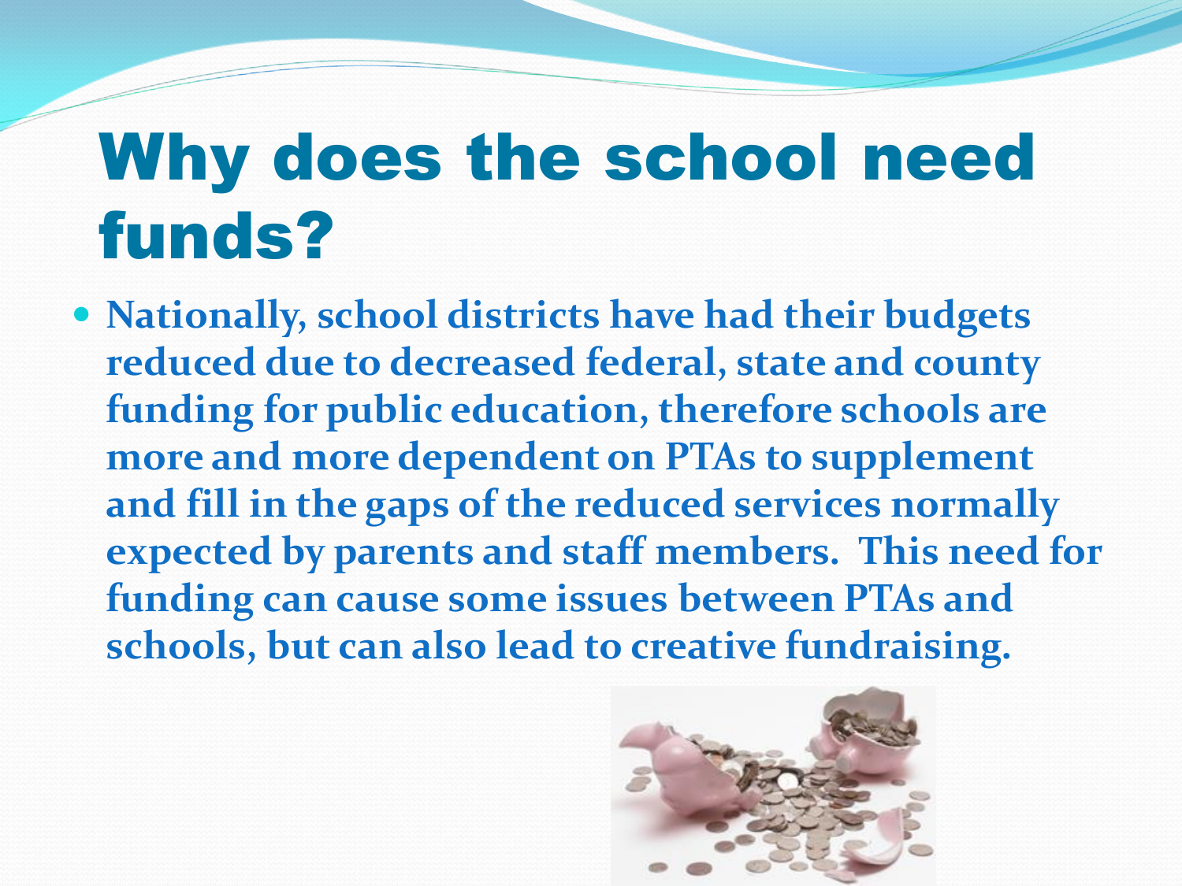# Why does the school need funds?

- **Nationally, school districts have had their budgets reduced due to decreased federal, state and county funding for public education, therefore schools are more and more dependent on PTAs to supplement and fill in the gaps of the reduced services normally expected by parents and staff members. This need for funding can cause some issues between PTAs and schools, but can also lead to creative fundraising.**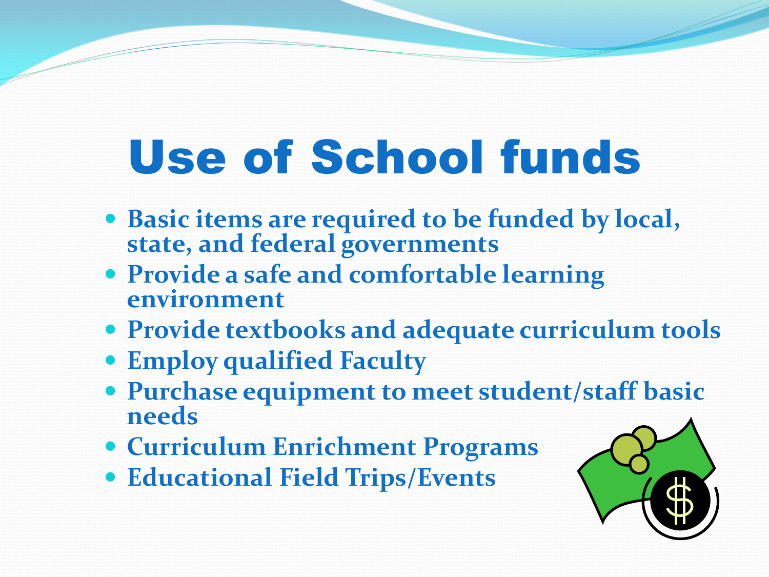# Use of School funds

- Basic items are required to be funded by local, state, and federal governments
- Provide a safe and comfortable learning environment
- Provide textbooks and adequate curriculum tools
- Employ qualified Faculty
- Purchase equipment to meet student/staff basic needs
- Curriculum Enrichment Programs
- Educational Field Trips/Events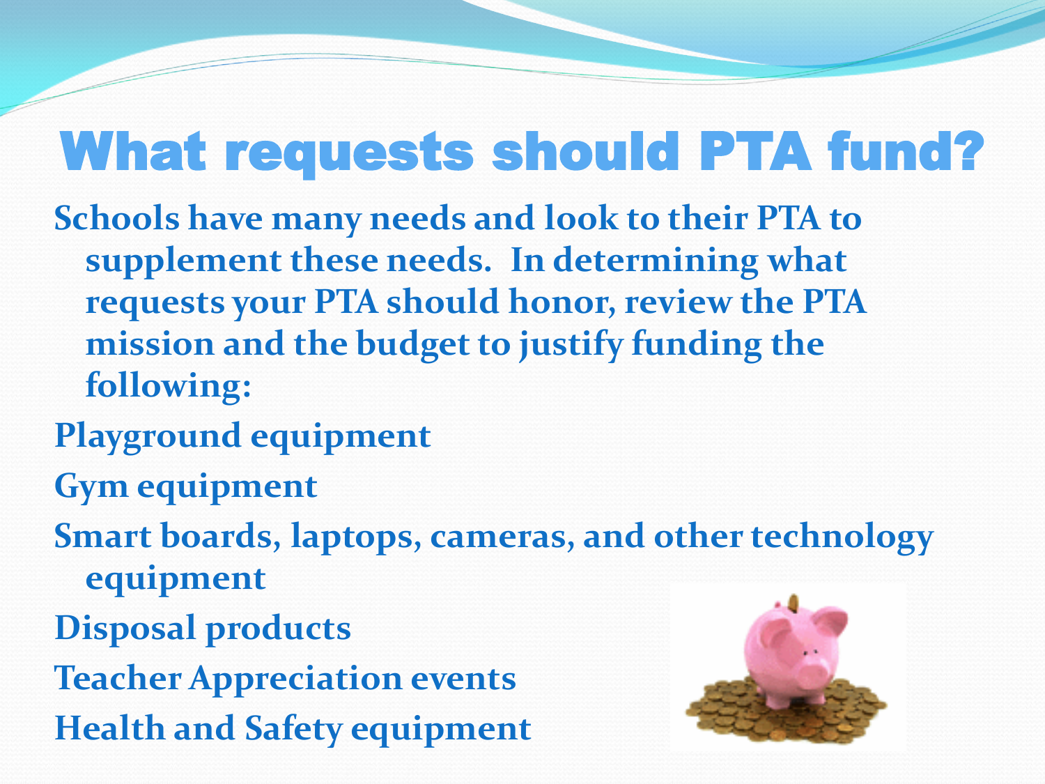# What requests should PTA fund?

**Schools have many needs and look to their PTA to supplement these needs. In determining what requests your PTA should honor, review the PTA mission and the budget to justify funding the following:**

- **Playground equipment**
- **Gym equipment**
- **Smart boards, laptops, cameras, and other technology equipment**
- **Disposal products**
- **Teacher Appreciation events**
- **Health and Safety equipment**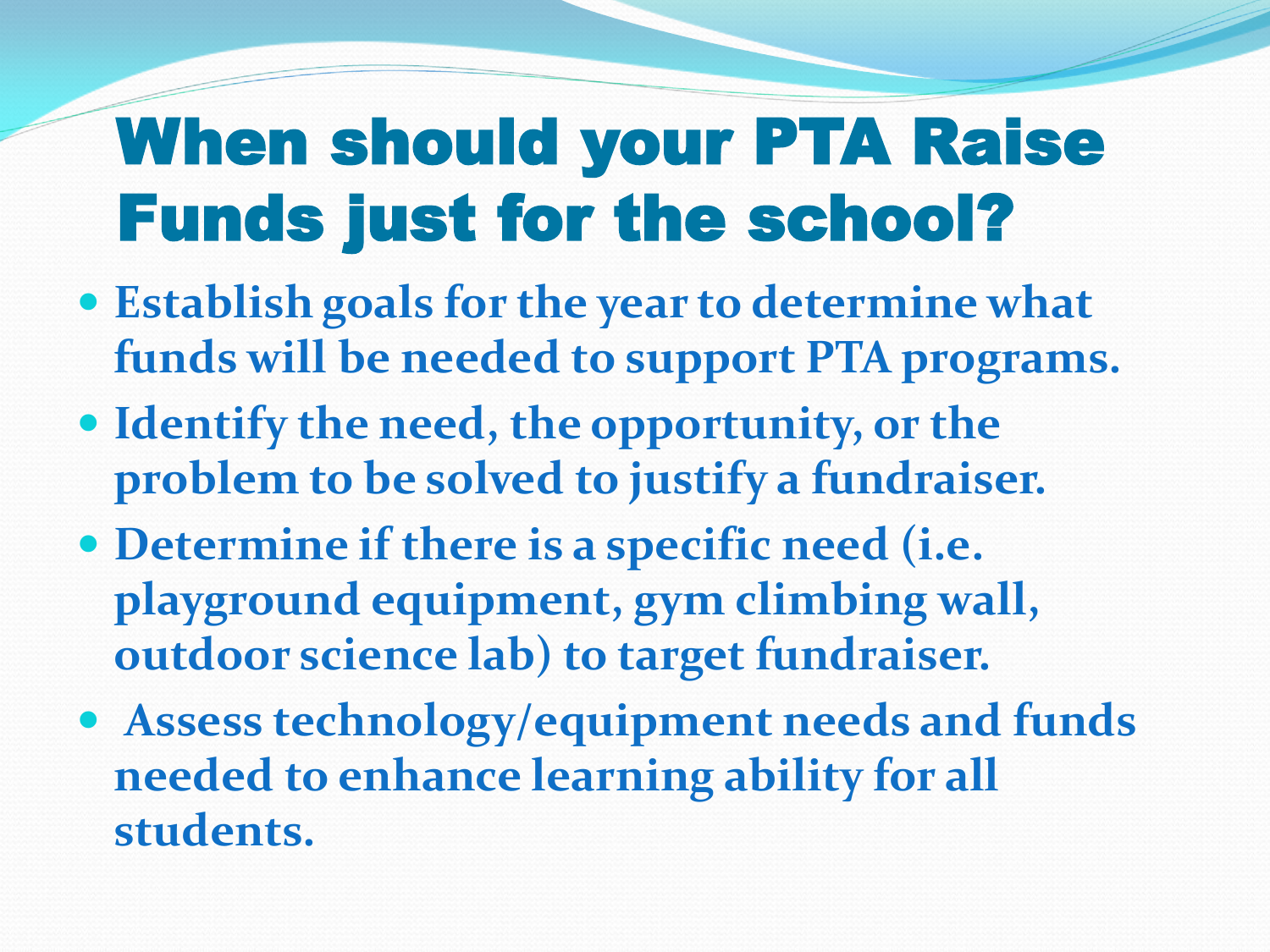# When should your PTA Raise Funds just for the school?

- **Establish goals for the year to determine what funds will be needed to support PTA programs.**
- **Identify the need, the opportunity, or the problem to be solved to justify a fundraiser.**
- **Determine if there is a specific need (i.e. playground equipment, gym climbing wall, outdoor science lab) to target fundraiser.**
- **Assess technology/equipment needs and funds needed to enhance learning ability for all students.**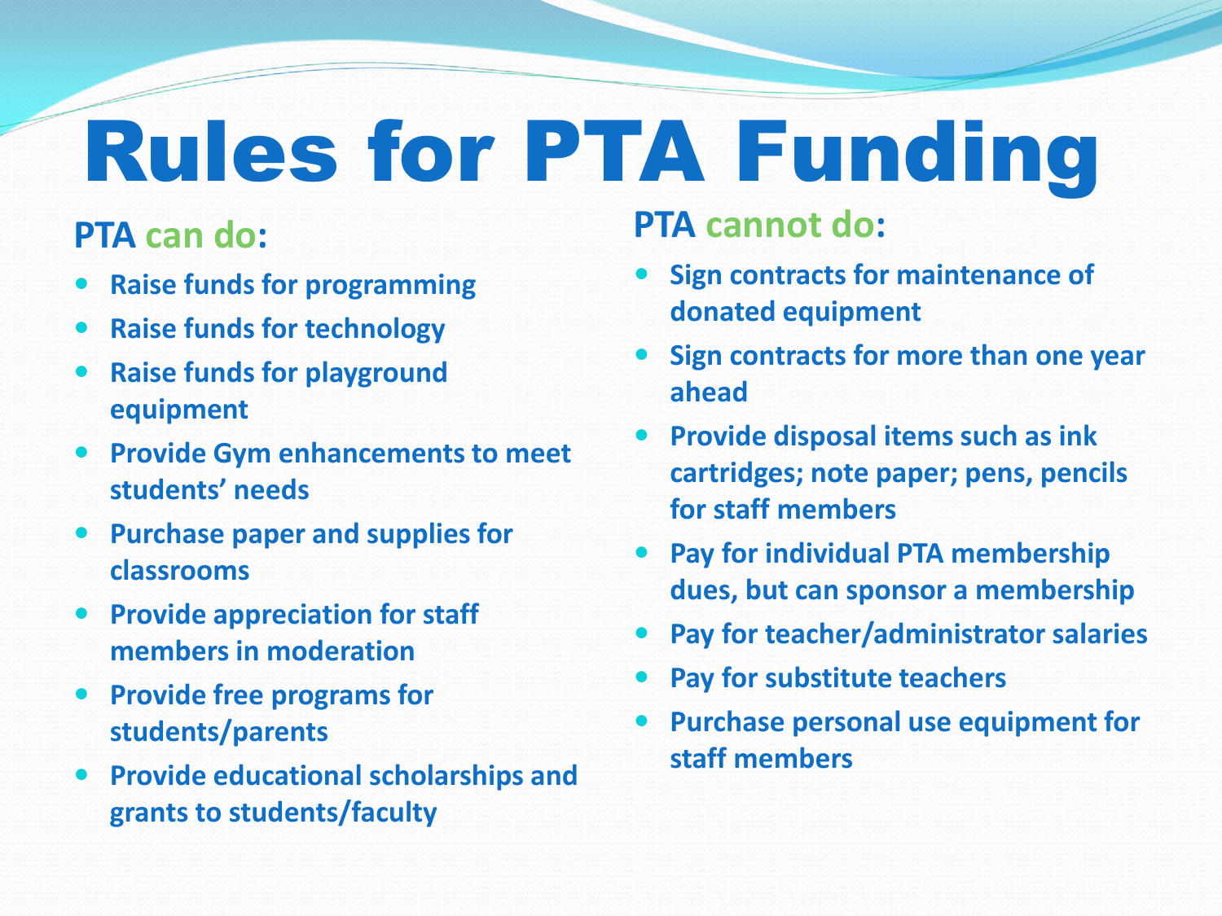# Rules for PTA Funding

## PTA can do:

- Raise funds for programming
- Raise funds for technology
- Raise funds for playground equipment
- Provide Gym enhancements to meet students' needs
- Purchase paper and supplies for classrooms
- Provide appreciation for staff members in moderation
- Provide free programs for students/parents
- Provide educational scholarships and grants to students/faculty

## PTA cannot do:

- Sign contracts for maintenance of donated equipment
- Sign contracts for more than one year ahead
- Provide disposal items such as ink cartridges; note paper; pens, pencils for staff members
- Pay for individual PTA membership dues, but can sponsor a membership
- Pay for teacher/administrator salaries
- Pay for substitute teachers
- Purchase personal use equipment for staff members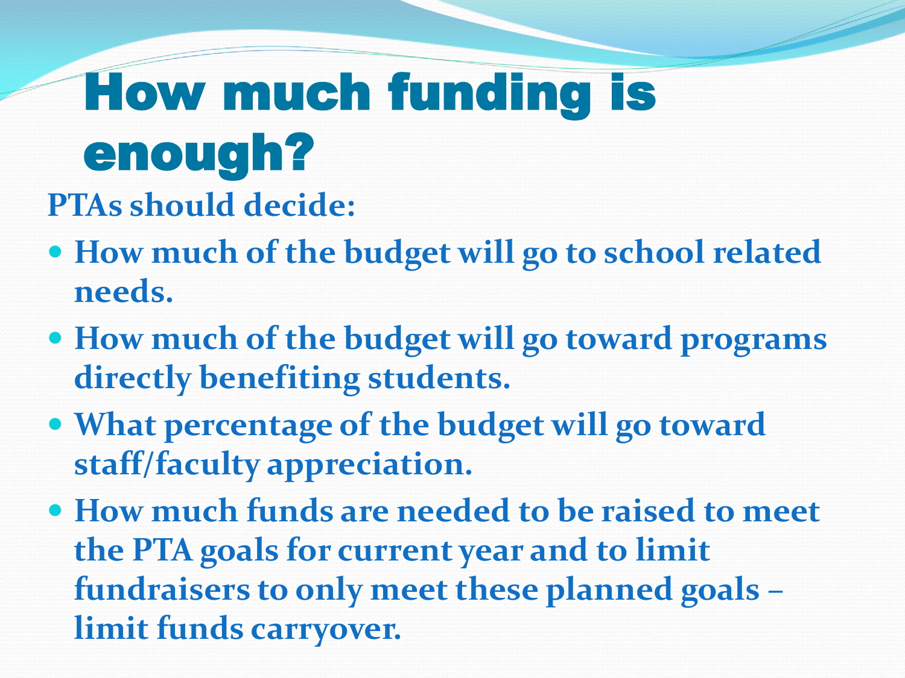# How much funding is enough?

**PTAs should decide:**

- **How much of the budget will go to school related needs.**
- **How much of the budget will go toward programs directly benefiting students.**
- **What percentage of the budget will go toward staff/faculty appreciation.**
- **How much funds are needed to be raised to meet the PTA goals for current year and to limit fundraisers to only meet these planned goals – limit funds carryover.**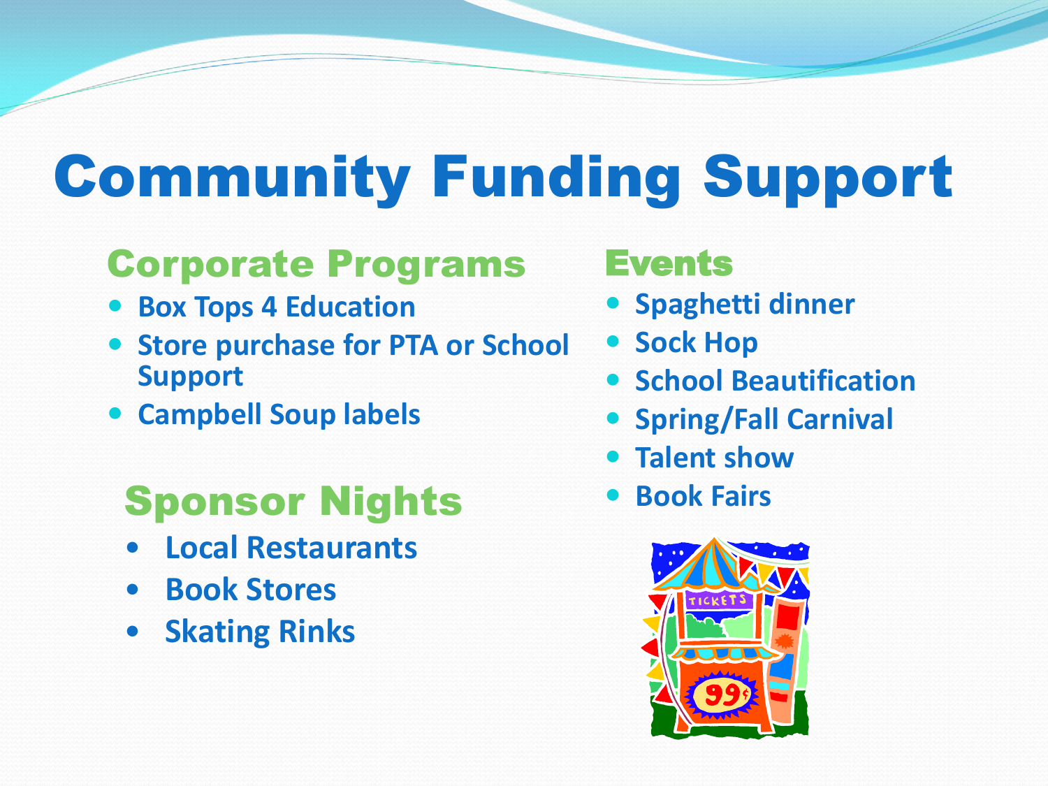# Community Funding Support

## Corporate Programs

- Box Tops 4 Education
- Store purchase for PTA or School Support
- Campbell Soup labels

## Sponsor Nights

- Local Restaurants
- Book Stores
- Skating Rinks

## Events

- Spaghetti dinner
- Sock Hop
- School Beautification
- Spring/Fall Carnival
- Talent show
- Book Fairs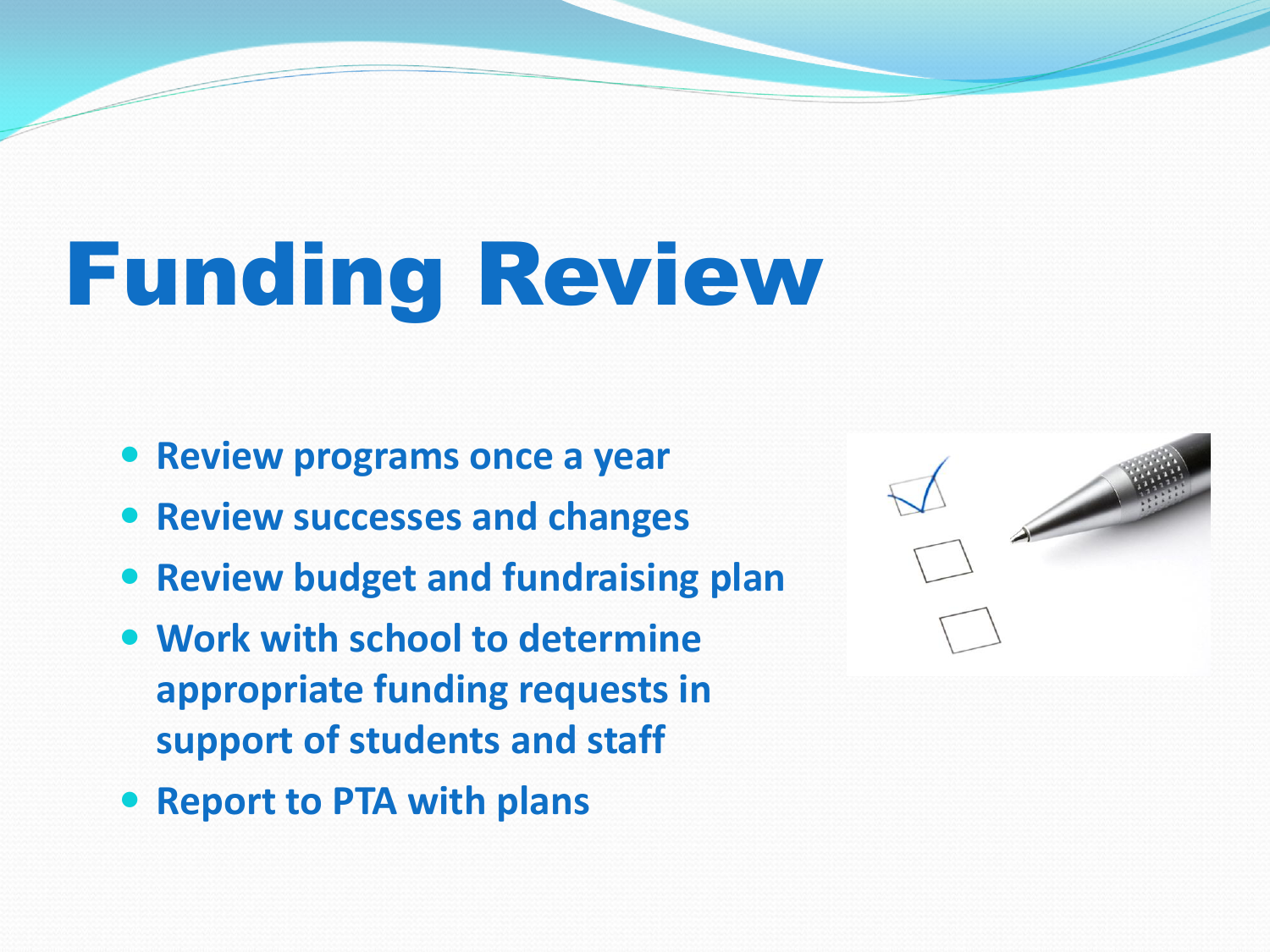# Funding Review

- **Review programs once a year**
- **Review successes and changes**
- **Review budget and fundraising plan**
- **Work with school to determine appropriate funding requests in support of students and staff**
- **Report to PTA with plans**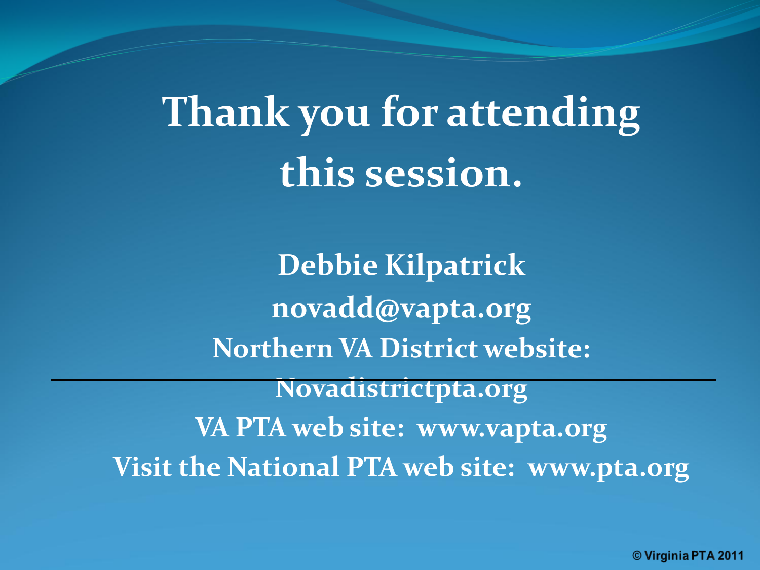# Thank you for attending this session.

**Debbie Kilpatrick**

**novadd@vapta.org**

**Northern VA District website:**

**Novadistrictpta.org**

**VA PTA web site: www.vapta.org**

**Visit the National PTA web site: www.pta.org**

© Virginia PTA 2011